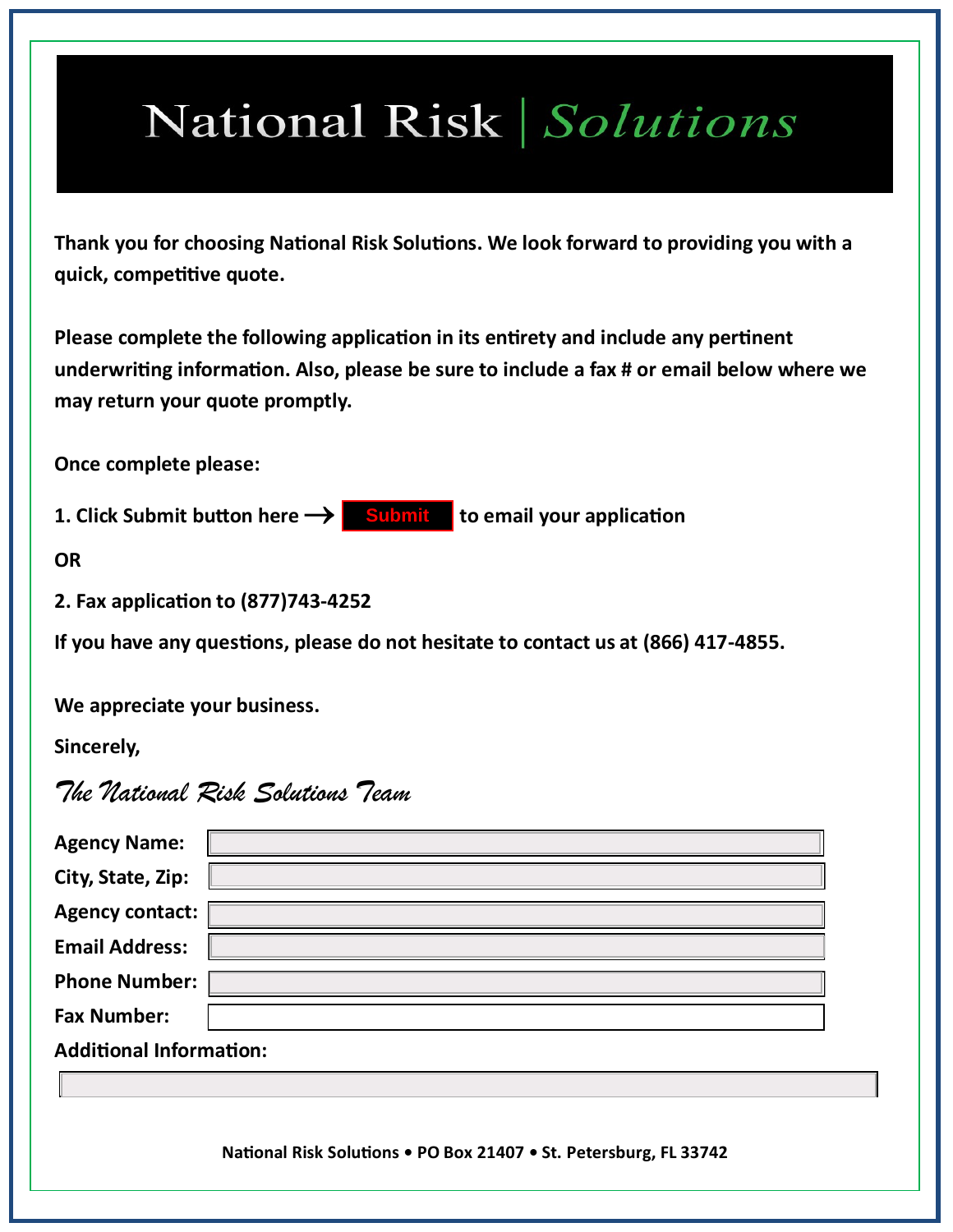# National Risk | *Solutions*

**Thank you for choosing National Risk Solutions. We look forward to providing you with a quick, competitive quote.**

**Please complete the following application in its entirety and include any pertinent underwriting information. Also, please be sure to include a fax # or email below where we may return your quote promptly.**

**Once complete please:**

**1. Click Submit button here → Submit to email your application**

**OR**

**2. Fax application to (877)743-4252**

**If you have any questions, please do not hesitate to contact us at (866) 417-4855.**

**We appreciate your business.**

**Sincerely,**

*The National Risk Solutions Team*

**Agency Name:** 

**City, State, Zip:** 

**Agency contact:** 

**Email Address:** 

**Phone Number:** 

**Fax Number:** 

**Additional Information:**

**National Risk Solutions • PO Box 21407 • St. Petersburg, FL 33742**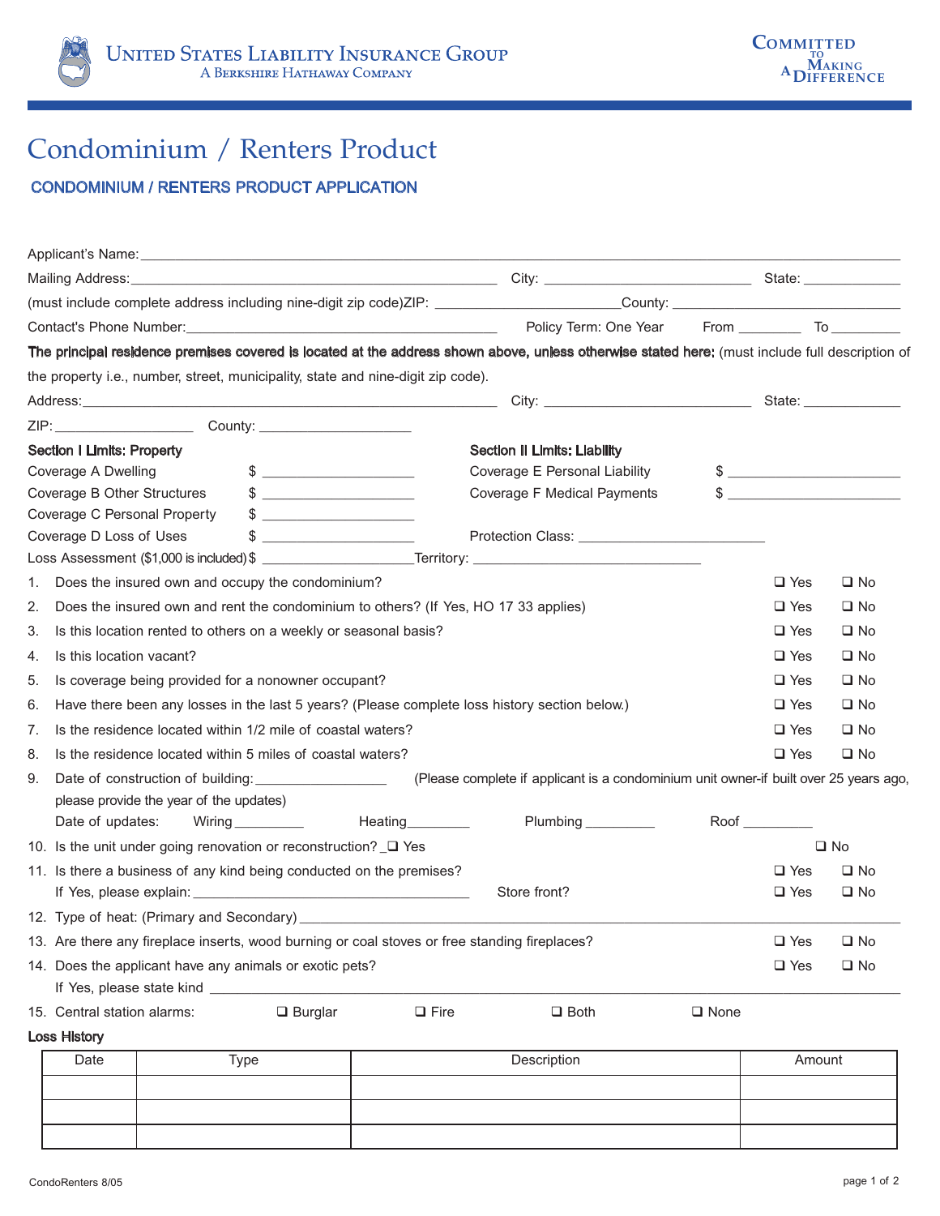United States Liability Insurance Group
A Berkshire Hathaway Company

Committed to Making a Difference

# Condominium / Renters Product

## CONDOMINIUM / RENTERS PRODUCT APPLICATION

Applicant's Name: ___________________________________________

Mailing Address: ___________________________ City: ______________ State: __________

(must include complete address including nine-digit zip code)ZIP: ______________County: ______________

Contact's Phone Number: ___________________________ Policy Term: One Year From ________ To ________

**The principal residence premises covered is located at the address shown above, unless otherwise stated here:** (must include full description of the property i.e., number, street, municipality, state and nine-digit zip code).

Address: ___________________________ City: ______________ State: __________

ZIP: ______________ County: ______________

**Section I Limits: Property**

Coverage A Dwelling $ ______________

Coverage B Other Structures $ ______________

Coverage C Personal Property $ ______________

Coverage D Loss of Uses $ ______________

Loss Assessment ($1,000 is included) $ ______________

**Section II Limits: Liability**

Coverage E Personal Liability $ ______________

Coverage F Medical Payments $ ______________

Protection Class: ______________

Territory: ______________

1. Does the insured own and occupy the condominium? ❑ Yes ❑ No
2. Does the insured own and rent the condominium to others? (If Yes, HO 17 33 applies) ❑ Yes ❑ No
3. Is this location rented to others on a weekly or seasonal basis? ❑ Yes ❑ No
4. Is this location vacant? ❑ Yes ❑ No
5. Is coverage being provided for a nonowner occupant? ❑ Yes ❑ No
6. Have there been any losses in the last 5 years? (Please complete loss history section below.) ❑ Yes ❑ No
7. Is the residence located within 1/2 mile of coastal waters? ❑ Yes ❑ No
8. Is the residence located within 5 miles of coastal waters? ❑ Yes ❑ No
9. Date of construction of building: ______________ (Please complete if applicant is a condominium unit owner-if built over 25 years ago, please provide the year of the updates)

   Date of updates: Wiring ________ Heating ________ Plumbing ________ Roof ________
10. Is the unit under going renovation or reconstruction? _❑ Yes ❑ No
11. Is there a business of any kind being conducted on the premises? ❑ Yes ❑ No

    If Yes, please explain: ___________________________ Store front? ❑ Yes ❑ No
12. Type of heat: (Primary and Secondary) ___________________________
13. Are there any fireplace inserts, wood burning or coal stoves or free standing fireplaces? ❑ Yes ❑ No
14. Does the applicant have any animals or exotic pets? ❑ Yes ❑ No

    If Yes, please state kind ___________________________
15. Central station alarms: ❑ Burglar ❑ Fire ❑ Both ❑ None

**Loss History**

| Date | Type | Description | Amount |
|---|---|---|---|
| | | | |
| | | | |
| | | | |

CondoRenters 8/05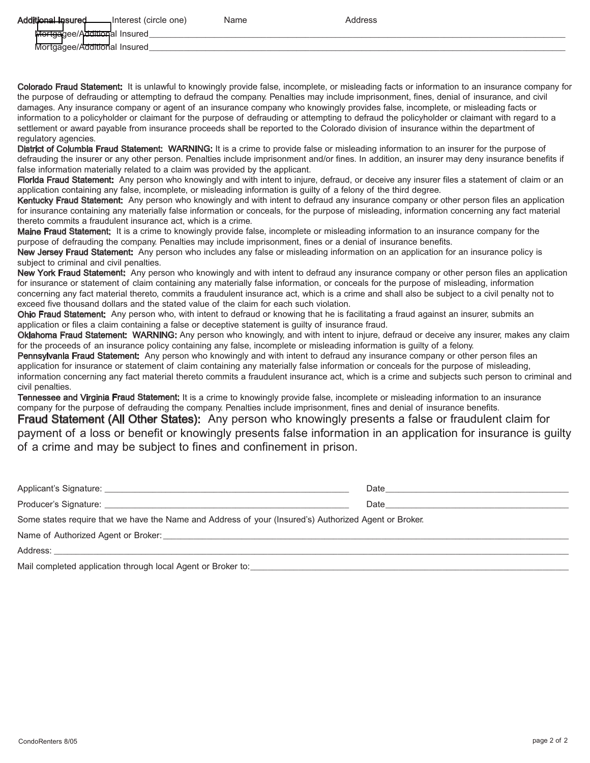**Additional Insured** Interest (circle one) Name Address

Mortgagee/Additional Insured_______________________________________________________________________________________

Mortgagee/Additional Insured_______________________________________________________________________________________

**Colorado Fraud Statement:** It is unlawful to knowingly provide false, incomplete, or misleading facts or information to an insurance company for the purpose of defrauding or attempting to defraud the company. Penalties may include imprisonment, fines, denial of insurance, and civil damages. Any insurance company or agent of an insurance company who knowingly provides false, incomplete, or misleading facts or information to a policyholder or claimant for the purpose of defrauding or attempting to defraud the policyholder or claimant with regard to a settlement or award payable from insurance proceeds shall be reported to the Colorado division of insurance within the department of regulatory agencies.

**District of Columbia Fraud Statement: WARNING:** It is a crime to provide false or misleading information to an insurer for the purpose of defrauding the insurer or any other person. Penalties include imprisonment and/or fines. In addition, an insurer may deny insurance benefits if false information materially related to a claim was provided by the applicant.

**Florida Fraud Statement:** Any person who knowingly and with intent to injure, defraud, or deceive any insurer files a statement of claim or an application containing any false, incomplete, or misleading information is guilty of a felony of the third degree.

**Kentucky Fraud Statement:** Any person who knowingly and with intent to defraud any insurance company or other person files an application for insurance containing any materially false information or conceals, for the purpose of misleading, information concerning any fact material thereto commits a fraudulent insurance act, which is a crime.

**Maine Fraud Statement:** It is a crime to knowingly provide false, incomplete or misleading information to an insurance company for the purpose of defrauding the company. Penalties may include imprisonment, fines or a denial of insurance benefits.

**New Jersey Fraud Statement:** Any person who includes any false or misleading information on an application for an insurance policy is subject to criminal and civil penalties.

**New York Fraud Statement:** Any person who knowingly and with intent to defraud any insurance company or other person files an application for insurance or statement of claim containing any materially false information, or conceals for the purpose of misleading, information concerning any fact material thereto, commits a fraudulent insurance act, which is a crime and shall also be subject to a civil penalty not to exceed five thousand dollars and the stated value of the claim for each such violation.

**Ohio Fraud Statement:** Any person who, with intent to defraud or knowing that he is facilitating a fraud against an insurer, submits an application or files a claim containing a false or deceptive statement is guilty of insurance fraud.

**Oklahoma Fraud Statement: WARNING:** Any person who knowingly, and with intent to injure, defraud or deceive any insurer, makes any claim for the proceeds of an insurance policy containing any false, incomplete or misleading information is guilty of a felony.

**Pennsylvania Fraud Statement:** Any person who knowingly and with intent to defraud any insurance company or other person files an application for insurance or statement of claim containing any materially false information or conceals for the purpose of misleading, information concerning any fact material thereto commits a fraudulent insurance act, which is a crime and subjects such person to criminal and civil penalties.

**Tennessee and Virginia Fraud Statement:** It is a crime to knowingly provide false, incomplete or misleading information to an insurance company for the purpose of defrauding the company. Penalties include imprisonment, fines and denial of insurance benefits.

**Fraud Statement (All Other States):** Any person who knowingly presents a false or fraudulent claim for payment of a loss or benefit or knowingly presents false information in an application for insurance is guilty of a crime and may be subject to fines and confinement in prison.

Applicant's Signature: ____________________________________________________ Date________________________________________

Producer's Signature: ____________________________________________________ Date________________________________________

Some states require that we have the Name and Address of your (Insured's) Authorized Agent or Broker.

Name of Authorized Agent or Broker:_________________________________________________________________________________

Address: ______________________________________________________________________________________________________

Mail completed application through local Agent or Broker to:_____________________________________________________________

CondoRenters 8/05